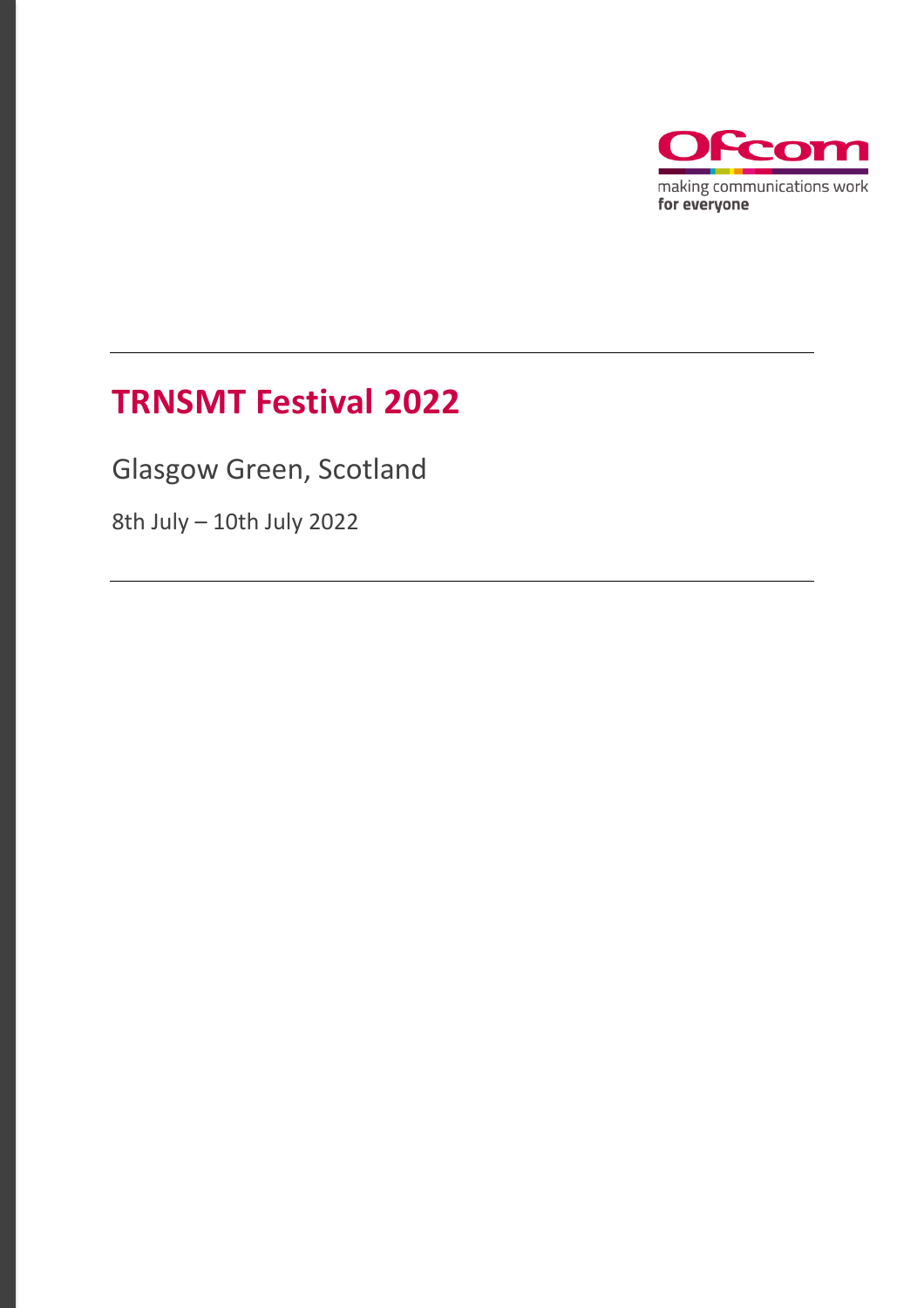# TRNSMT Festival 2022

Glasgow Green, Scotland

8th July – 10th July 2022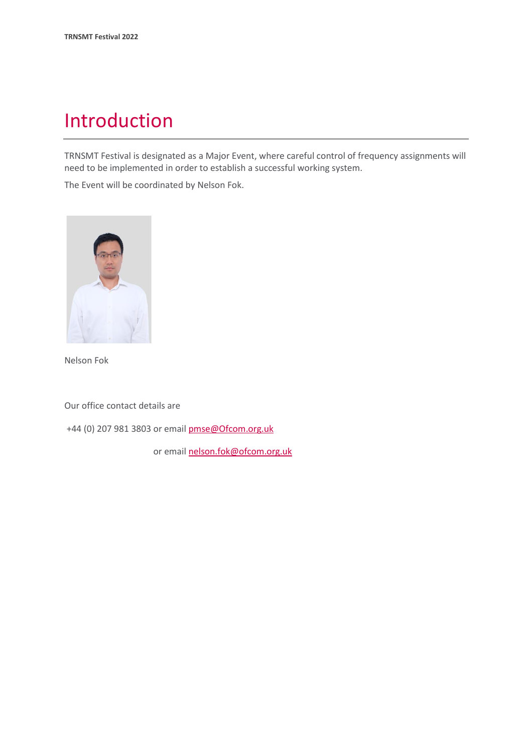# Introduction

TRNSMT Festival is designated as a Major Event, where careful control of frequency assignments will need to be implemented in order to establish a successful working system.

The Event will be coordinated by Nelson Fok.

Nelson Fok

Our office contact details are

+44 (0) 207 981 3803 or email pmse@Ofcom.org.uk

or email nelson.fok@ofcom.org.uk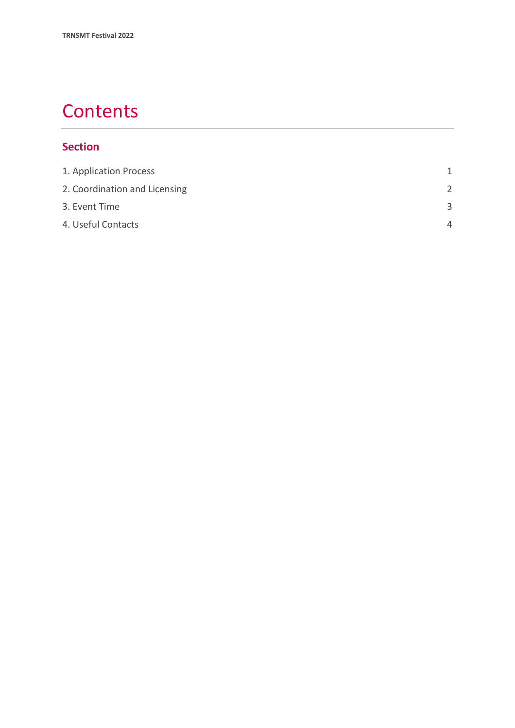# Contents

## Section

| | |
|---|---|
| 1. Application Process | 1 |
| 2. Coordination and Licensing | 2 |
| 3. Event Time | 3 |
| 4. Useful Contacts | 4 |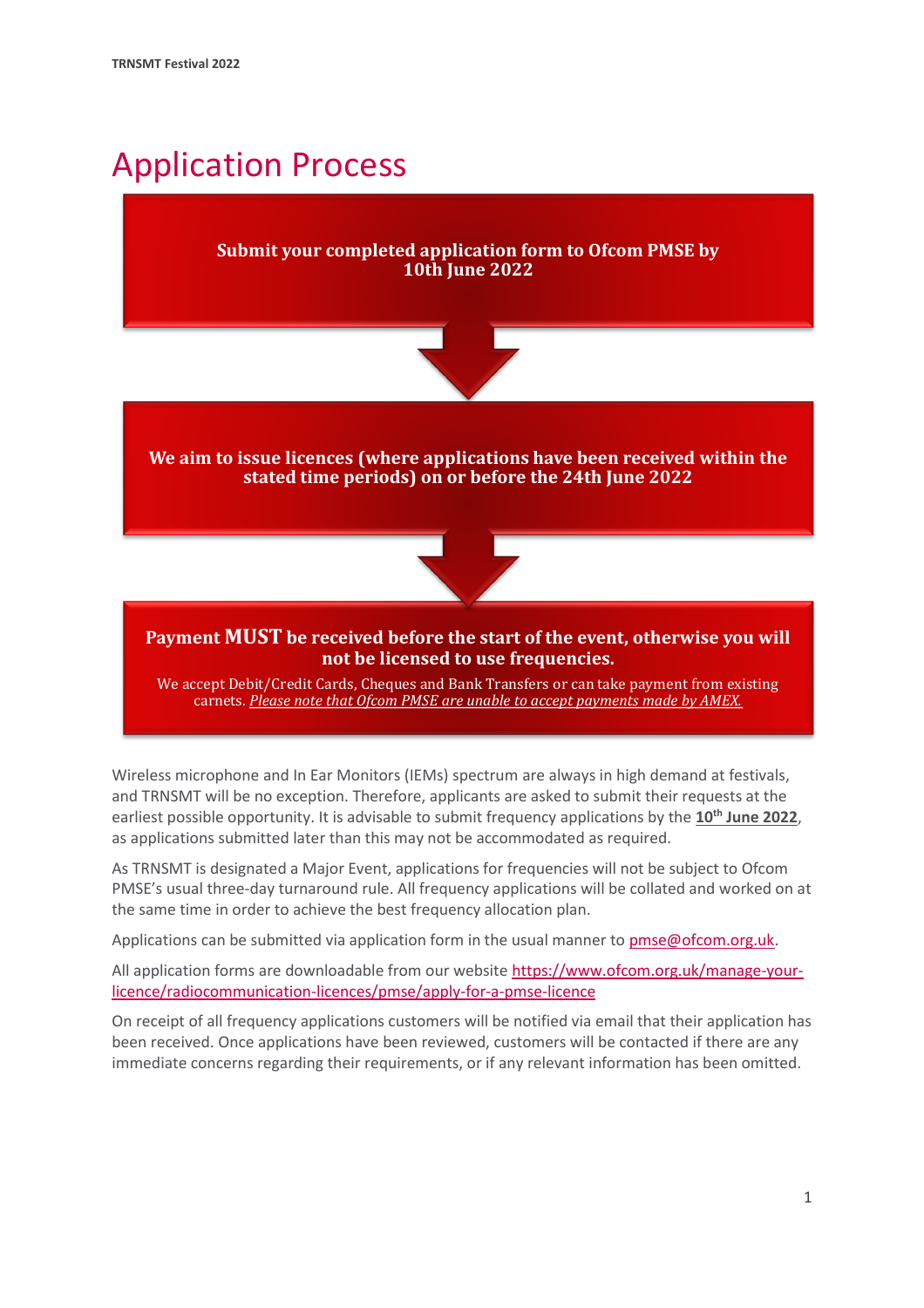# Application Process

**Submit your completed application form to Ofcom PMSE by 10th June 2022**

**We aim to issue licences (where applications have been received within the stated time periods) on or before the 24th June 2022**

**Payment MUST be received before the start of the event, otherwise you will not be licensed to use frequencies.**

We accept Debit/Credit Cards, Cheques and Bank Transfers or can take payment from existing carnets. *Please note that Ofcom PMSE are unable to accept payments made by AMEX.*

Wireless microphone and In Ear Monitors (IEMs) spectrum are always in high demand at festivals, and TRNSMT will be no exception. Therefore, applicants are asked to submit their requests at the earliest possible opportunity. It is advisable to submit frequency applications by the **10th June 2022**, as applications submitted later than this may not be accommodated as required.

As TRNSMT is designated a Major Event, applications for frequencies will not be subject to Ofcom PMSE's usual three-day turnaround rule. All frequency applications will be collated and worked on at the same time in order to achieve the best frequency allocation plan.

Applications can be submitted via application form in the usual manner to pmse@ofcom.org.uk.

All application forms are downloadable from our website https://www.ofcom.org.uk/manage-your-licence/radiocommunication-licences/pmse/apply-for-a-pmse-licence

On receipt of all frequency applications customers will be notified via email that their application has been received. Once applications have been reviewed, customers will be contacted if there are any immediate concerns regarding their requirements, or if any relevant information has been omitted.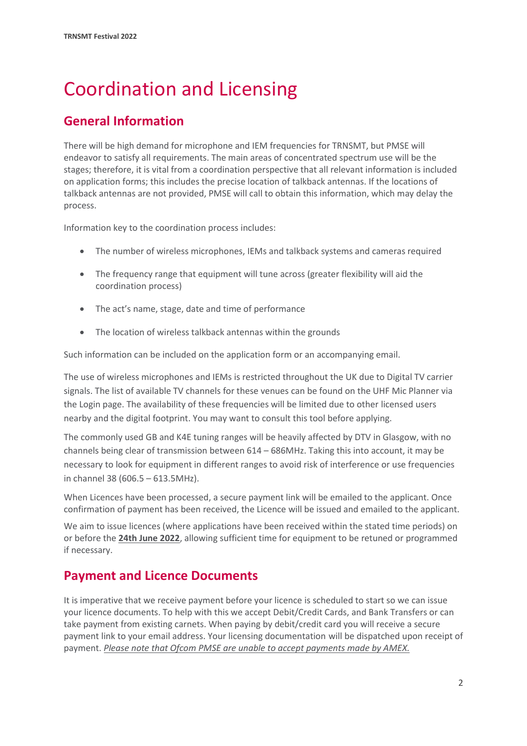# Coordination and Licensing

## General Information

There will be high demand for microphone and IEM frequencies for TRNSMT, but PMSE will endeavor to satisfy all requirements. The main areas of concentrated spectrum use will be the stages; therefore, it is vital from a coordination perspective that all relevant information is included on application forms; this includes the precise location of talkback antennas. If the locations of talkback antennas are not provided, PMSE will call to obtain this information, which may delay the process.

Information key to the coordination process includes:

- The number of wireless microphones, IEMs and talkback systems and cameras required
- The frequency range that equipment will tune across (greater flexibility will aid the coordination process)
- The act's name, stage, date and time of performance
- The location of wireless talkback antennas within the grounds

Such information can be included on the application form or an accompanying email.

The use of wireless microphones and IEMs is restricted throughout the UK due to Digital TV carrier signals. The list of available TV channels for these venues can be found on the UHF Mic Planner via the Login page. The availability of these frequencies will be limited due to other licensed users nearby and the digital footprint. You may want to consult this tool before applying.

The commonly used GB and K4E tuning ranges will be heavily affected by DTV in Glasgow, with no channels being clear of transmission between 614 – 686MHz. Taking this into account, it may be necessary to look for equipment in different ranges to avoid risk of interference or use frequencies in channel 38 (606.5 – 613.5MHz).

When Licences have been processed, a secure payment link will be emailed to the applicant. Once confirmation of payment has been received, the Licence will be issued and emailed to the applicant.

We aim to issue licences (where applications have been received within the stated time periods) on or before the **24th June 2022**, allowing sufficient time for equipment to be retuned or programmed if necessary.

## Payment and Licence Documents

It is imperative that we receive payment before your licence is scheduled to start so we can issue your licence documents. To help with this we accept Debit/Credit Cards, and Bank Transfers or can take payment from existing carnets. When paying by debit/credit card you will receive a secure payment link to your email address. Your licensing documentation will be dispatched upon receipt of payment. *Please note that Ofcom PMSE are unable to accept payments made by AMEX.*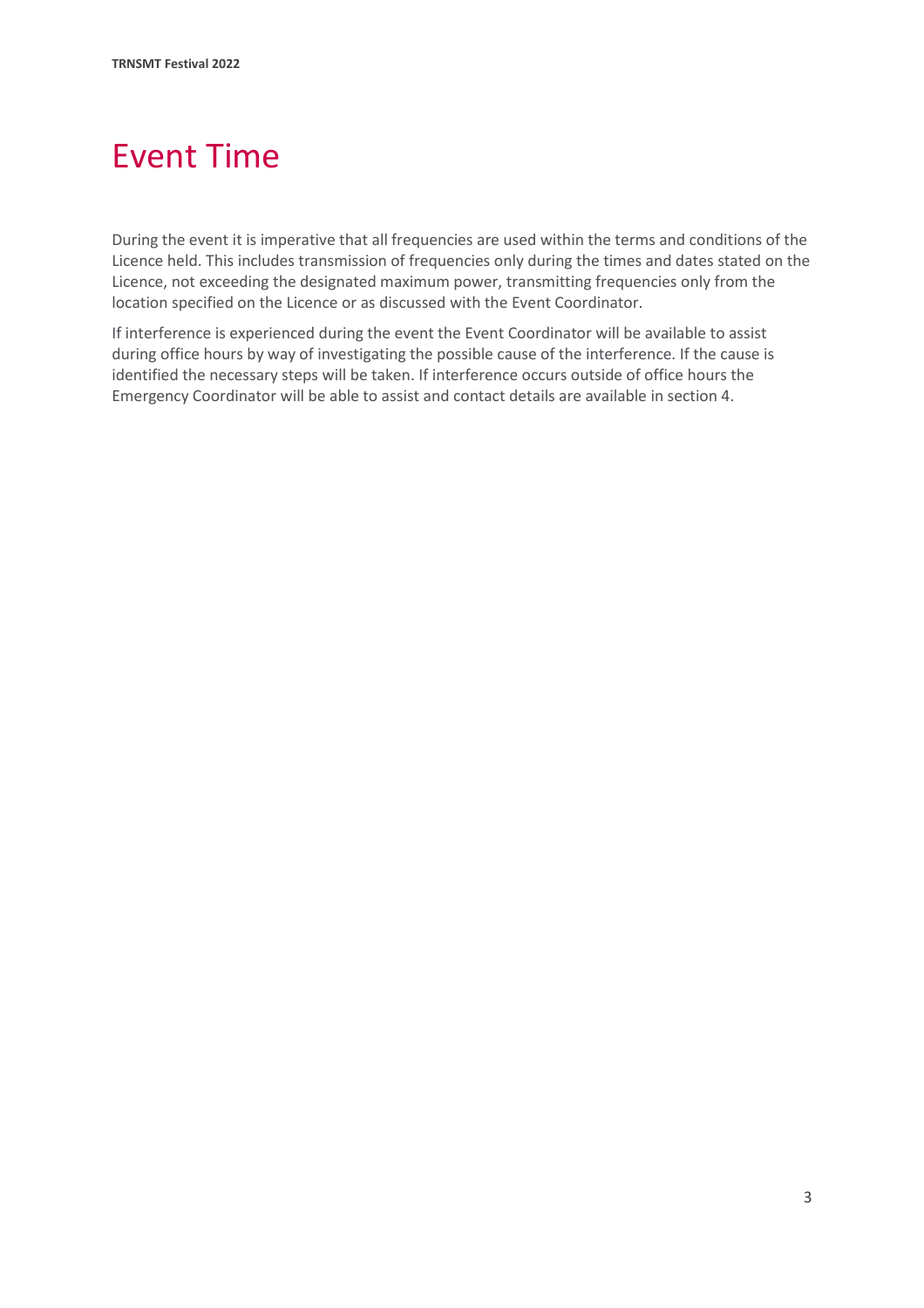# Event Time

During the event it is imperative that all frequencies are used within the terms and conditions of the Licence held. This includes transmission of frequencies only during the times and dates stated on the Licence, not exceeding the designated maximum power, transmitting frequencies only from the location specified on the Licence or as discussed with the Event Coordinator.

If interference is experienced during the event the Event Coordinator will be available to assist during office hours by way of investigating the possible cause of the interference. If the cause is identified the necessary steps will be taken. If interference occurs outside of office hours the Emergency Coordinator will be able to assist and contact details are available in section 4.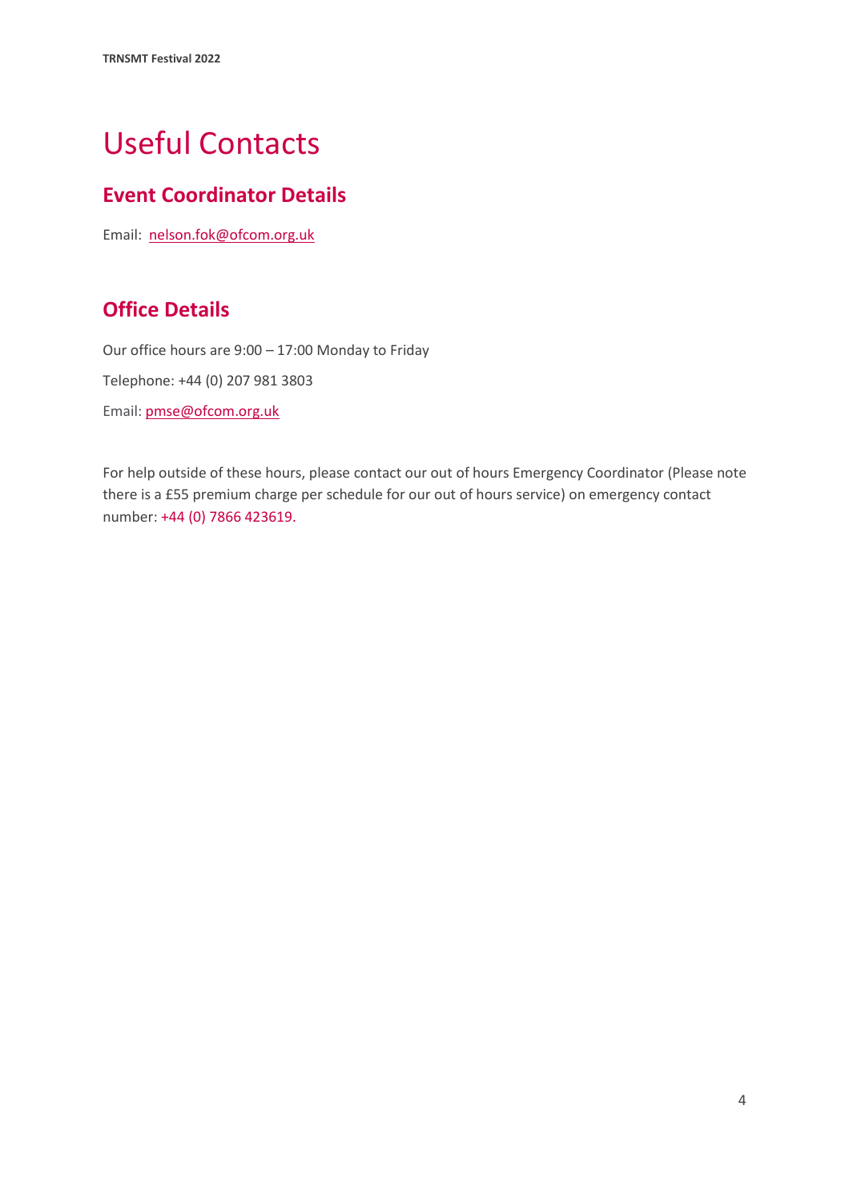# Useful Contacts

## Event Coordinator Details

Email: nelson.fok@ofcom.org.uk

## Office Details

Our office hours are 9:00 – 17:00 Monday to Friday

Telephone: +44 (0) 207 981 3803

Email: pmse@ofcom.org.uk

For help outside of these hours, please contact our out of hours Emergency Coordinator (Please note there is a £55 premium charge per schedule for our out of hours service) on emergency contact number: +44 (0) 7866 423619.